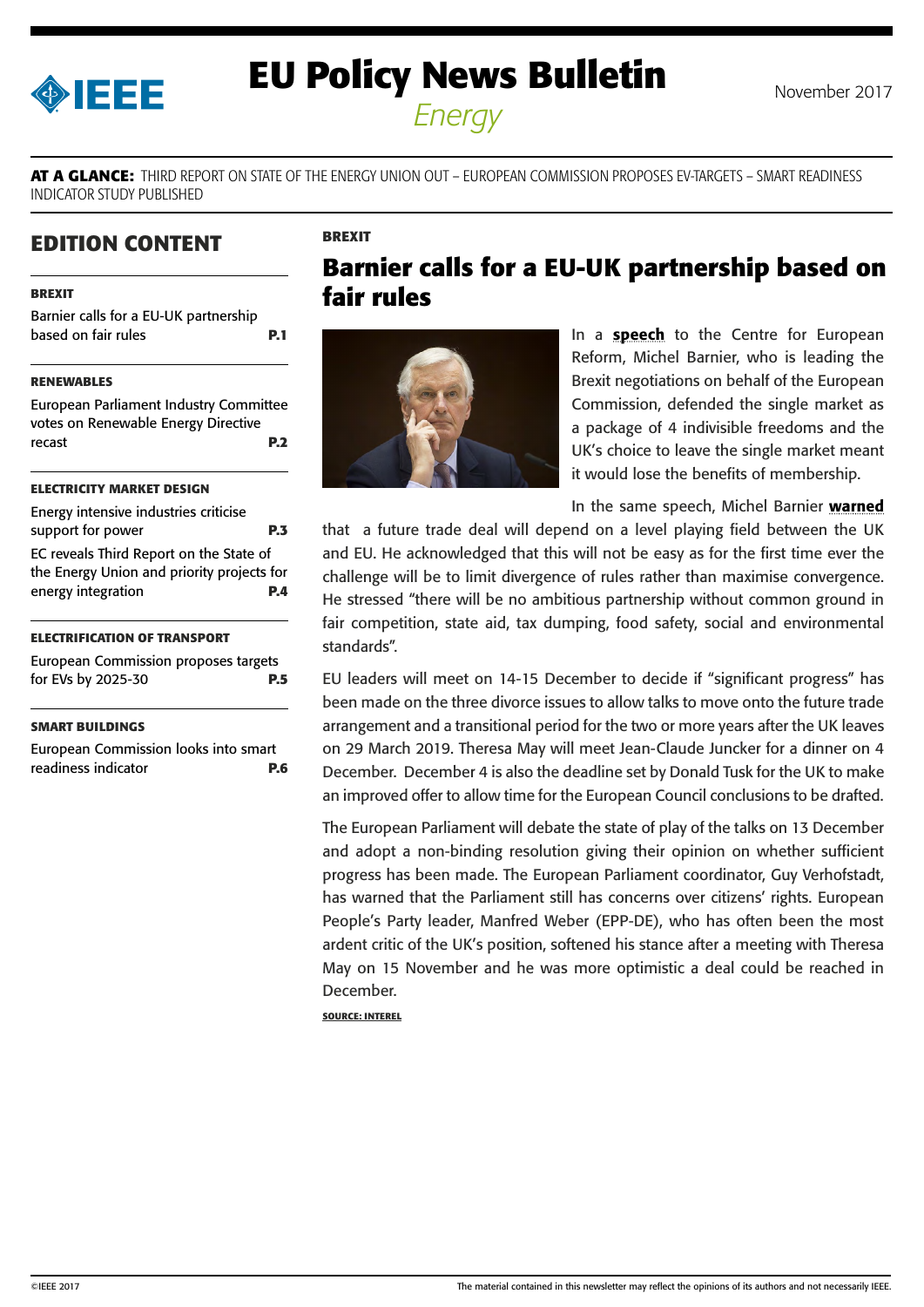# EU Policy News Bulletin

*Energy*

November 2017

**AT A GLANCE:** THIRD REPORT ON STATE OF THE ENERGY UNION OUT – EUROPEAN COMMISSION PROPOSES EV-TARGETS – SMART READINESS INDICATOR STUDY PUBLISHED

## EDITION CONTENT

**BREXIT**

Barnier calls for a EU-UK partnership based on fair rules **P.1**

**RENEWABLES**

European Parliament Industry Committee votes on Renewable Energy Directive recast **P.2**

**ELECTRICITY MARKET DESIGN**

Energy intensive industries criticise support for power **P.3**

EC reveals Third Report on the State of the Energy Union and priority projects for energy integration **P.4**

**ELECTRIFICATION OF TRANSPORT**

European Commission proposes targets for EVs by 2025-30 **P.5**

**SMART BUILDINGS**

European Commission looks into smart readiness indicator **P.6**

**BREXIT**

## Barnier calls for a EU-UK partnership based on fair rules

In a **speech** to the Centre for European Reform, Michel Barnier, who is leading the Brexit negotiations on behalf of the European Commission, defended the single market as a package of 4 indivisible freedoms and the UK's choice to leave the single market meant it would lose the benefits of membership.

In the same speech, Michel Barnier **warned** that a future trade deal will depend on a level playing field between the UK and EU. He acknowledged that this will not be easy as for the first time ever the challenge will be to limit divergence of rules rather than maximise convergence. He stressed "there will be no ambitious partnership without common ground in fair competition, state aid, tax dumping, food safety, social and environmental standards".

EU leaders will meet on 14-15 December to decide if "significant progress" has been made on the three divorce issues to allow talks to move onto the future trade arrangement and a transitional period for the two or more years after the UK leaves on 29 March 2019. Theresa May will meet Jean-Claude Juncker for a dinner on 4 December. December 4 is also the deadline set by Donald Tusk for the UK to make an improved offer to allow time for the European Council conclusions to be drafted.

The European Parliament will debate the state of play of the talks on 13 December and adopt a non-binding resolution giving their opinion on whether sufficient progress has been made. The European Parliament coordinator, Guy Verhofstadt, has warned that the Parliament still has concerns over citizens' rights. European People's Party leader, Manfred Weber (EPP-DE), who has often been the most ardent critic of the UK's position, softened his stance after a meeting with Theresa May on 15 November and he was more optimistic a deal could be reached in December.

**SOURCE: INTEREL**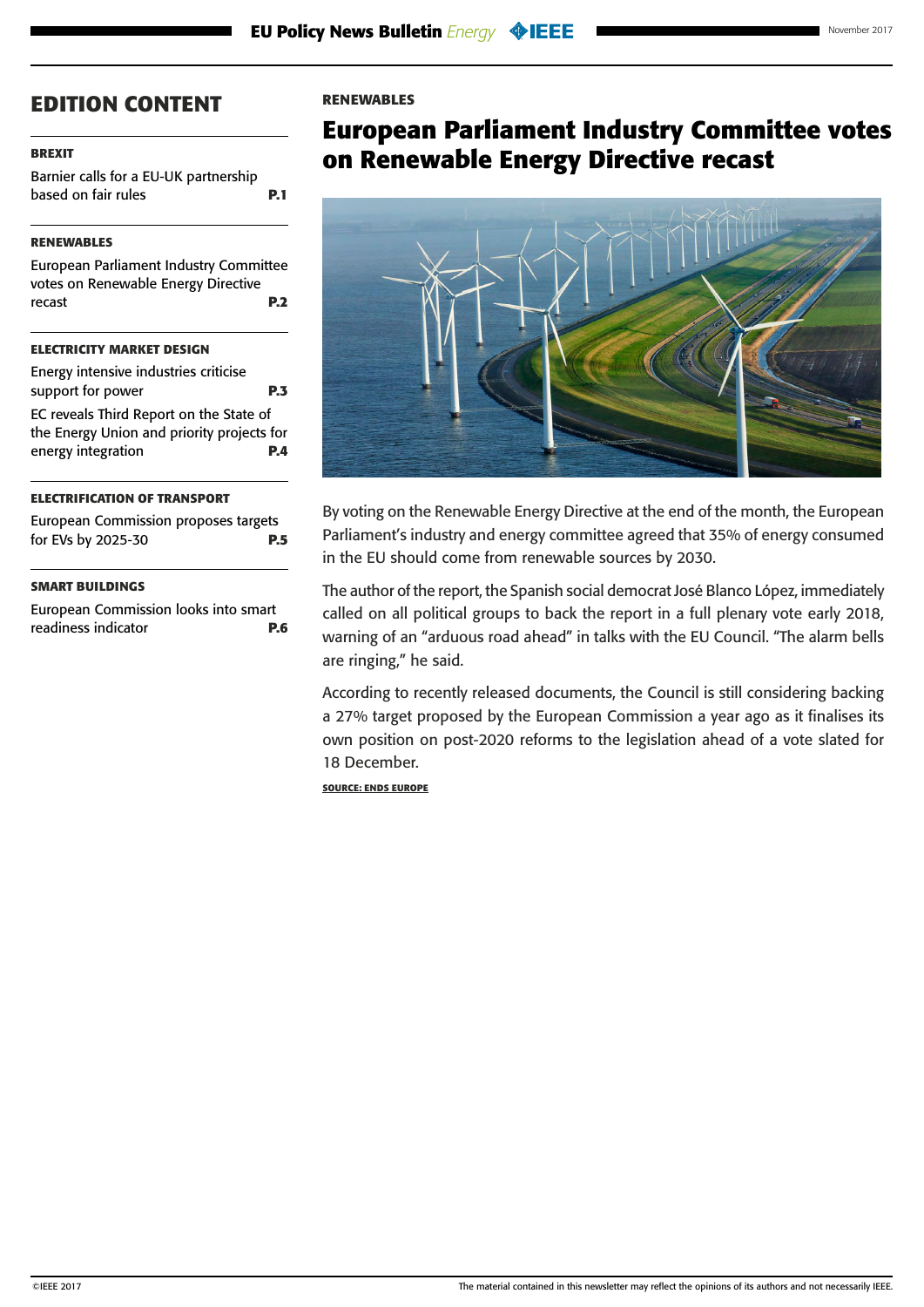## EDITION CONTENT

**BREXIT**

Barnier calls for a EU-UK partnership based on fair rules **P.1**

**RENEWABLES**

European Parliament Industry Committee votes on Renewable Energy Directive recast **P.2**

**ELECTRICITY MARKET DESIGN**

Energy intensive industries criticise support for power **P.3**

EC reveals Third Report on the State of the Energy Union and priority projects for energy integration **P.4**

**ELECTRIFICATION OF TRANSPORT**

European Commission proposes targets for EVs by 2025-30 **P.5**

**SMART BUILDINGS**

European Commission looks into smart readiness indicator **P.6**

**RENEWABLES**

# European Parliament Industry Committee votes on Renewable Energy Directive recast

By voting on the Renewable Energy Directive at the end of the month, the European Parliament's industry and energy committee agreed that 35% of energy consumed in the EU should come from renewable sources by 2030.

The author of the report, the Spanish social democrat José Blanco López, immediately called on all political groups to back the report in a full plenary vote early 2018, warning of an "arduous road ahead" in talks with the EU Council. "The alarm bells are ringing," he said.

According to recently released documents, the Council is still considering backing a 27% target proposed by the European Commission a year ago as it finalises its own position on post-2020 reforms to the legislation ahead of a vote slated for 18 December.

**SOURCE: ENDS EUROPE**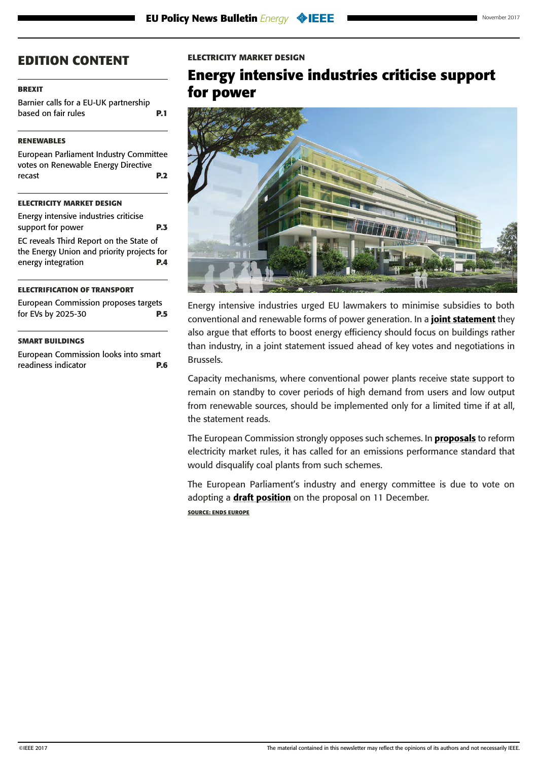## EDITION CONTENT

**BREXIT**

Barnier calls for a EU-UK partnership based on fair rules **P.1**

**RENEWABLES**

European Parliament Industry Committee votes on Renewable Energy Directive recast **P.2**

**ELECTRICITY MARKET DESIGN**

Energy intensive industries criticise support for power **P.3**

EC reveals Third Report on the State of the Energy Union and priority projects for energy integration **P.4**

**ELECTRIFICATION OF TRANSPORT**

European Commission proposes targets for EVs by 2025-30 **P.5**

**SMART BUILDINGS**

European Commission looks into smart readiness indicator **P.6**

**ELECTRICITY MARKET DESIGN**

# Energy intensive industries criticise support for power

Energy intensive industries urged EU lawmakers to minimise subsidies to both conventional and renewable forms of power generation. In a **joint statement** they also argue that efforts to boost energy efficiency should focus on buildings rather than industry, in a joint statement issued ahead of key votes and negotiations in Brussels.

Capacity mechanisms, where conventional power plants receive state support to remain on standby to cover periods of high demand from users and low output from renewable sources, should be implemented only for a limited time if at all, the statement reads.

The European Commission strongly opposes such schemes. In **proposals** to reform electricity market rules, it has called for an emissions performance standard that would disqualify coal plants from such schemes.

The European Parliament's industry and energy committee is due to vote on adopting a **draft position** on the proposal on 11 December.

**SOURCE: ENDS EUROPE**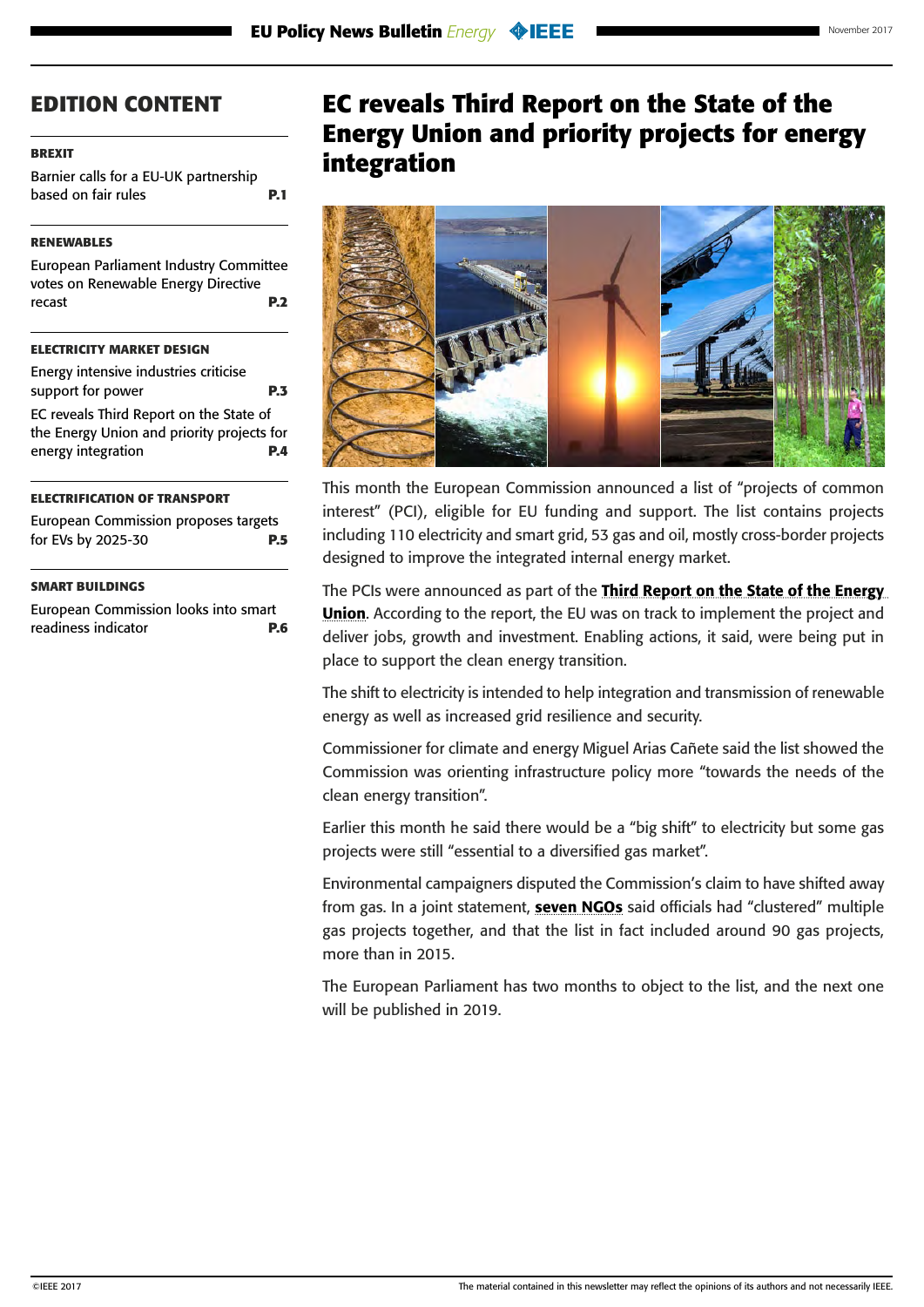## EDITION CONTENT

**BREXIT**

Barnier calls for a EU-UK partnership based on fair rules **P.1**

**RENEWABLES**

European Parliament Industry Committee votes on Renewable Energy Directive recast **P.2**

**ELECTRICITY MARKET DESIGN**

Energy intensive industries criticise support for power **P.3**

EC reveals Third Report on the State of the Energy Union and priority projects for energy integration **P.4**

**ELECTRIFICATION OF TRANSPORT**

European Commission proposes targets for EVs by 2025-30 **P.5**

**SMART BUILDINGS**

European Commission looks into smart readiness indicator **P.6**

# EC reveals Third Report on the State of the Energy Union and priority projects for energy integration

This month the European Commission announced a list of "projects of common interest" (PCI), eligible for EU funding and support. The list contains projects including 110 electricity and smart grid, 53 gas and oil, mostly cross-border projects designed to improve the integrated internal energy market.

The PCIs were announced as part of the **Third Report on the State of the Energy Union**. According to the report, the EU was on track to implement the project and deliver jobs, growth and investment. Enabling actions, it said, were being put in place to support the clean energy transition.

The shift to electricity is intended to help integration and transmission of renewable energy as well as increased grid resilience and security.

Commissioner for climate and energy Miguel Arias Cañete said the list showed the Commission was orienting infrastructure policy more "towards the needs of the clean energy transition".

Earlier this month he said there would be a "big shift" to electricity but some gas projects were still "essential to a diversified gas market".

Environmental campaigners disputed the Commission's claim to have shifted away from gas. In a joint statement, **seven NGOs** said officials had "clustered" multiple gas projects together, and that the list in fact included around 90 gas projects, more than in 2015.

The European Parliament has two months to object to the list, and the next one will be published in 2019.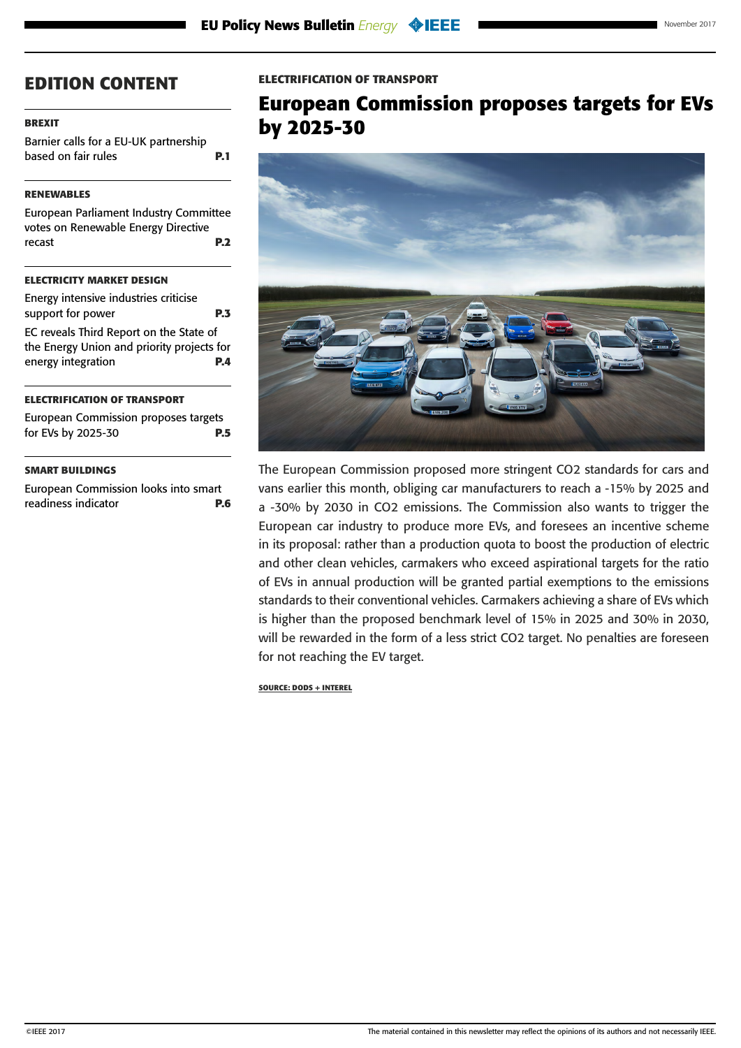## EDITION CONTENT

**BREXIT**

Barnier calls for a EU-UK partnership based on fair rules **P.1**

**RENEWABLES**

European Parliament Industry Committee votes on Renewable Energy Directive recast **P.2**

**ELECTRICITY MARKET DESIGN**

Energy intensive industries criticise support for power **P.3**

EC reveals Third Report on the State of the Energy Union and priority projects for energy integration **P.4**

**ELECTRIFICATION OF TRANSPORT**

European Commission proposes targets for EVs by 2025-30 **P.5**

**SMART BUILDINGS**

European Commission looks into smart readiness indicator **P.6**

**ELECTRIFICATION OF TRANSPORT**

# European Commission proposes targets for EVs by 2025-30

The European Commission proposed more stringent CO2 standards for cars and vans earlier this month, obliging car manufacturers to reach a -15% by 2025 and a -30% by 2030 in CO2 emissions. The Commission also wants to trigger the European car industry to produce more EVs, and foresees an incentive scheme in its proposal: rather than a production quota to boost the production of electric and other clean vehicles, carmakers who exceed aspirational targets for the ratio of EVs in annual production will be granted partial exemptions to the emissions standards to their conventional vehicles. Carmakers achieving a share of EVs which is higher than the proposed benchmark level of 15% in 2025 and 30% in 2030, will be rewarded in the form of a less strict CO2 target. No penalties are foreseen for not reaching the EV target.

SOURCE: DODS + INTEREL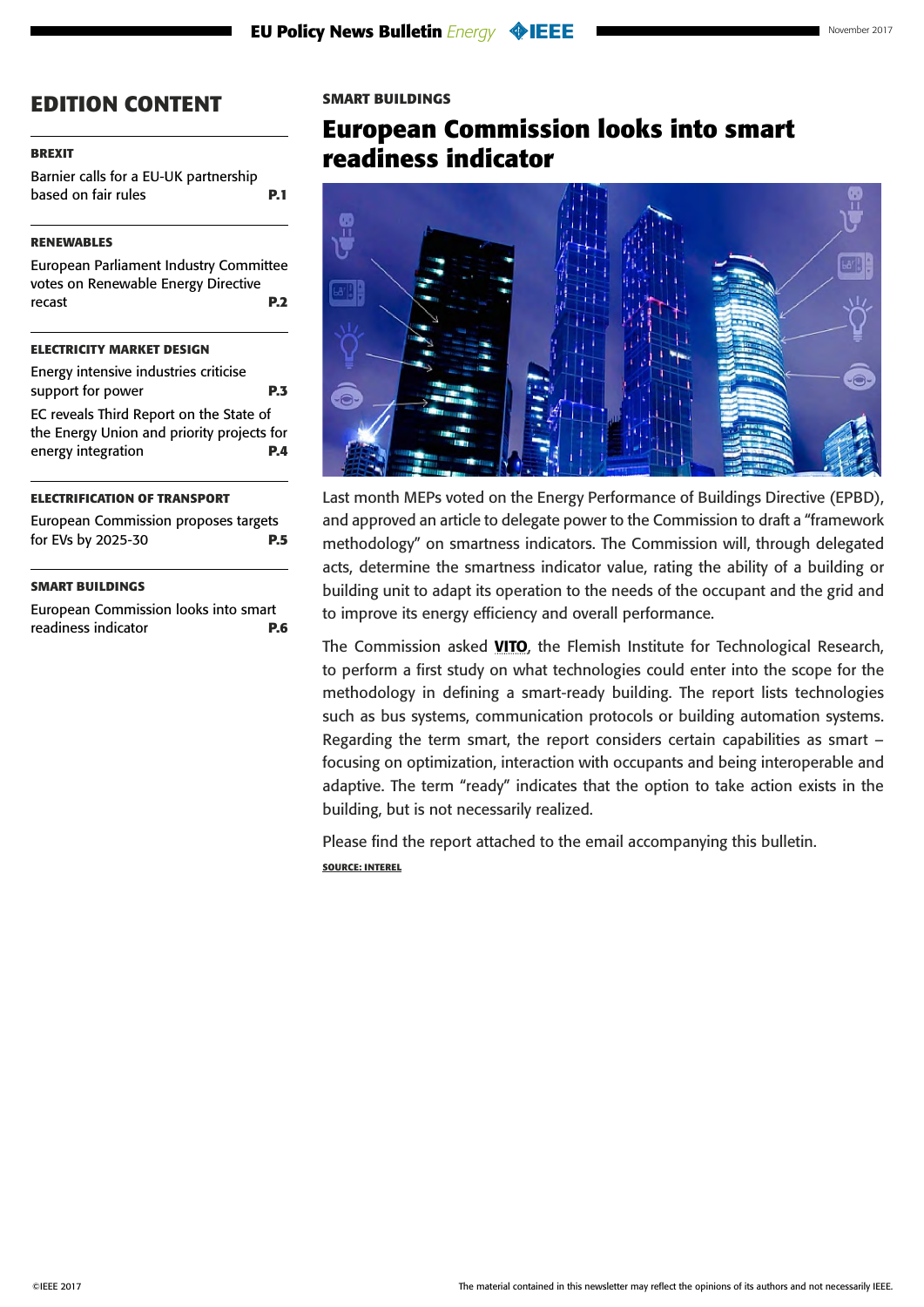# EDITION CONTENT

**BREXIT**

Barnier calls for a EU-UK partnership based on fair rules **P.1**

**RENEWABLES**

European Parliament Industry Committee votes on Renewable Energy Directive recast **P.2**

**ELECTRICITY MARKET DESIGN**

Energy intensive industries criticise support for power **P.3**

EC reveals Third Report on the State of the Energy Union and priority projects for energy integration **P.4**

**ELECTRIFICATION OF TRANSPORT**

European Commission proposes targets for EVs by 2025-30 **P.5**

**SMART BUILDINGS**

European Commission looks into smart readiness indicator **P.6**

**SMART BUILDINGS**

## European Commission looks into smart readiness indicator

Last month MEPs voted on the Energy Performance of Buildings Directive (EPBD), and approved an article to delegate power to the Commission to draft a "framework methodology" on smartness indicators. The Commission will, through delegated acts, determine the smartness indicator value, rating the ability of a building or building unit to adapt its operation to the needs of the occupant and the grid and to improve its energy efficiency and overall performance.

The Commission asked **VITO**, the Flemish Institute for Technological Research, to perform a first study on what technologies could enter into the scope for the methodology in defining a smart-ready building. The report lists technologies such as bus systems, communication protocols or building automation systems. Regarding the term smart, the report considers certain capabilities as smart – focusing on optimization, interaction with occupants and being interoperable and adaptive. The term "ready" indicates that the option to take action exists in the building, but is not necessarily realized.

Please find the report attached to the email accompanying this bulletin.

**SOURCE: INTEREL**